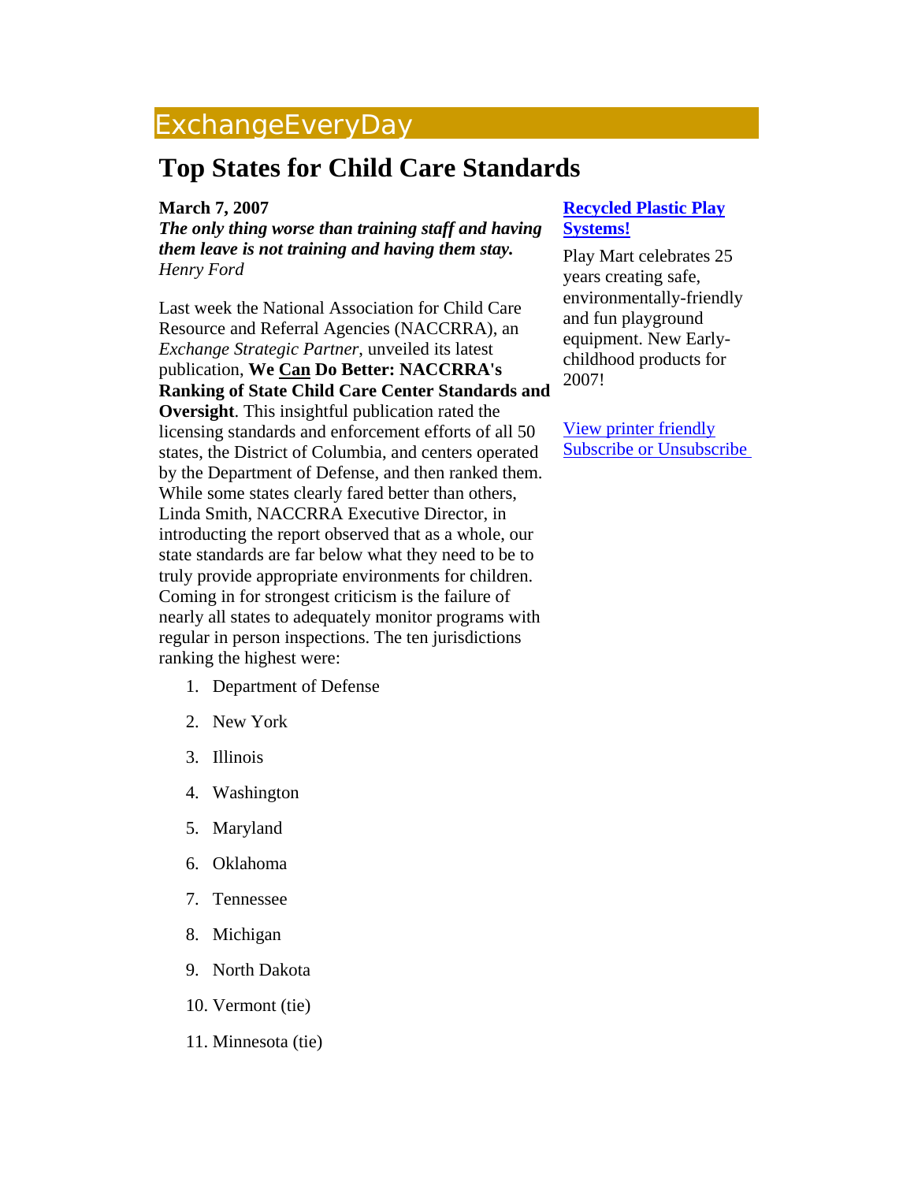# ExchangeEveryDay

## Top States for Child Care Standards

**March 7, 2007**

***The only thing worse than training staff and having them leave is not training and having them stay.***
*Henry Ford*

Last week the National Association for Child Care Resource and Referral Agencies (NACCRRA), an *Exchange Strategic Partner*, unveiled its latest publication, **We Can Do Better: NACCRRA's Ranking of State Child Care Center Standards and Oversight**. This insightful publication rated the licensing standards and enforcement efforts of all 50 states, the District of Columbia, and centers operated by the Department of Defense, and then ranked them. While some states clearly fared better than others, Linda Smith, NACCRRA Executive Director, in introducting the report observed that as a whole, our state standards are far below what they need to be to truly provide appropriate environments for children. Coming in for strongest criticism is the failure of nearly all states to adequately monitor programs with regular in person inspections. The ten jurisdictions ranking the highest were:

1. Department of Defense
2. New York
3. Illinois
4. Washington
5. Maryland
6. Oklahoma
7. Tennessee
8. Michigan
9. North Dakota
10. Vermont (tie)
11. Minnesota (tie)

**Recycled Plastic Play Systems!**

Play Mart celebrates 25 years creating safe, environmentally-friendly and fun playground equipment. New Early-childhood products for 2007!

View printer friendly
Subscribe or Unsubscribe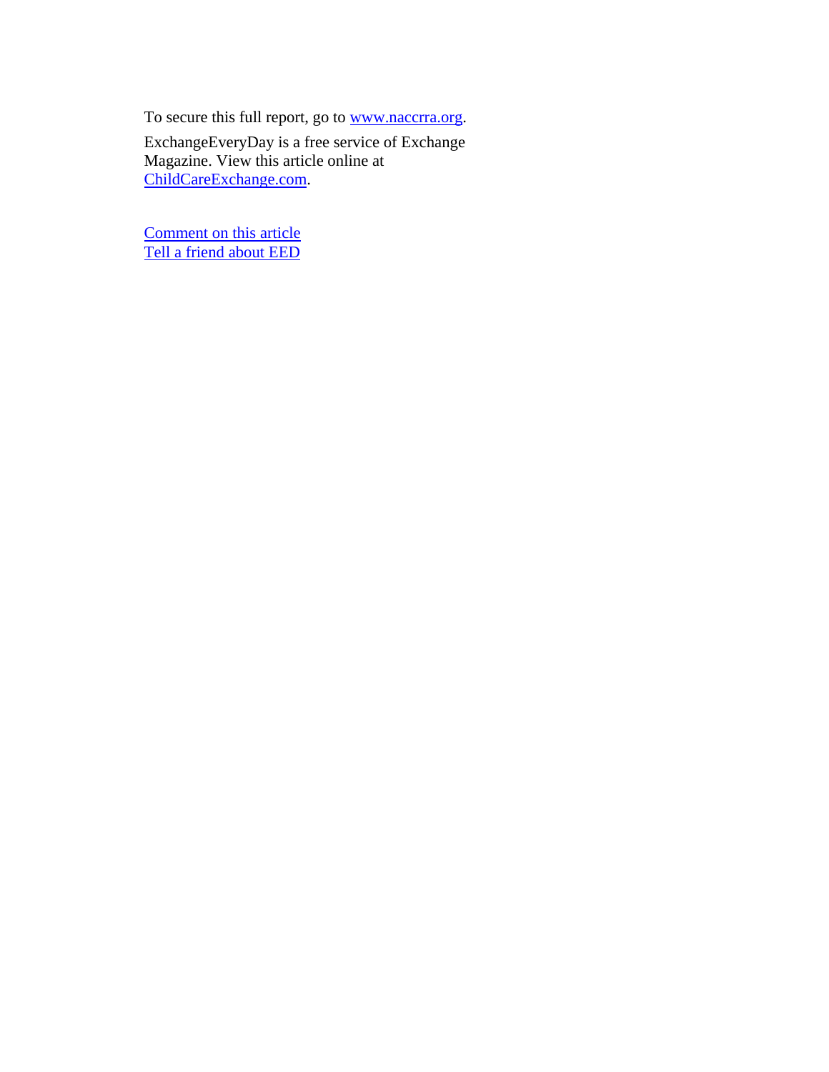To secure this full report, go to www.naccrra.org.

ExchangeEveryDay is a free service of Exchange Magazine. View this article online at ChildCareExchange.com.

Comment on this article
Tell a friend about EED